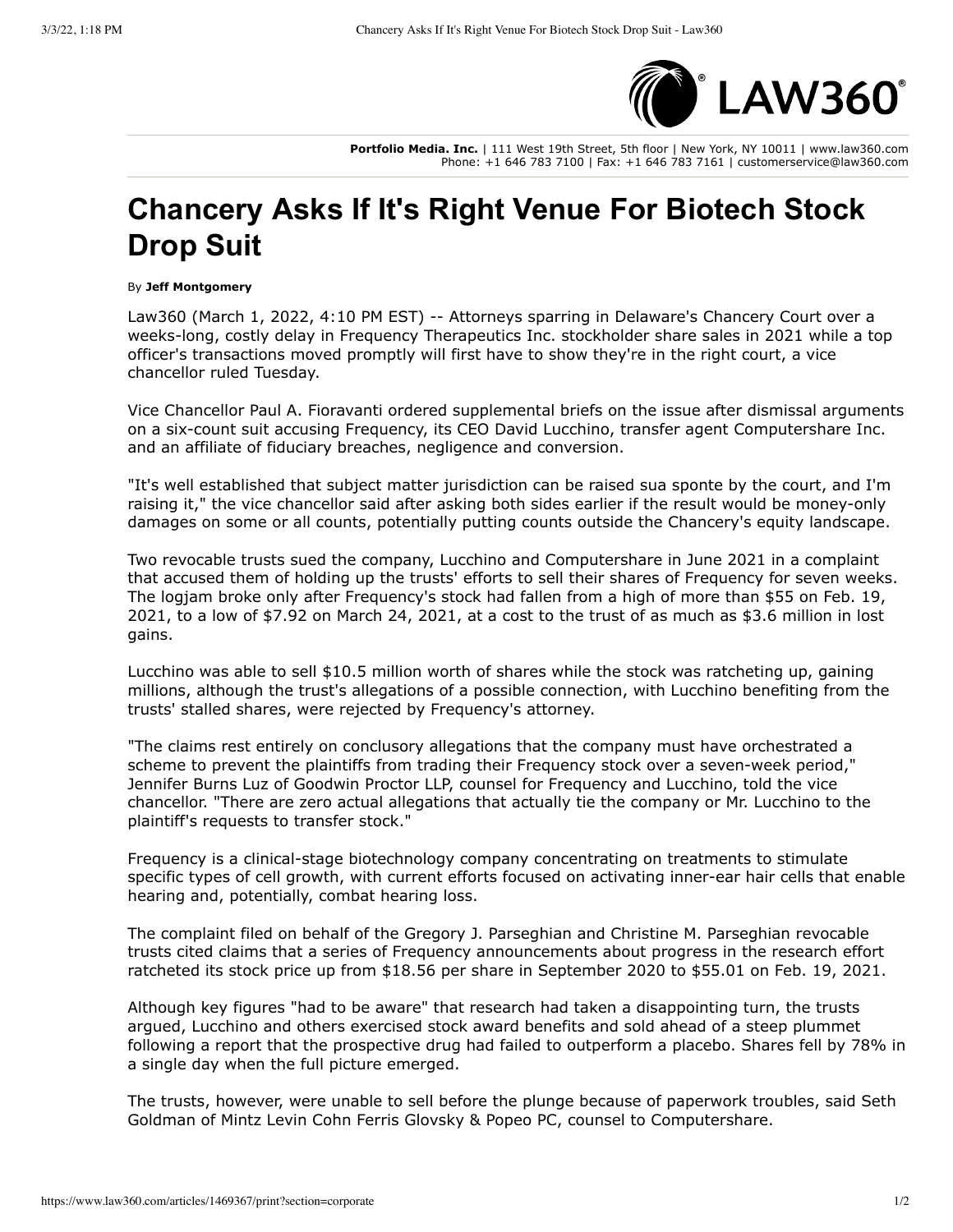Portfolio Media. Inc. | 111 West 19th Street, 5th floor | New York, NY 10011 | www.law360.com
Phone: +1 646 783 7100 | Fax: +1 646 783 7161 | customerservice@law360.com

# Chancery Asks If It's Right Venue For Biotech Stock Drop Suit

By **Jeff Montgomery**

Law360 (March 1, 2022, 4:10 PM EST) -- Attorneys sparring in Delaware's Chancery Court over a weeks-long, costly delay in Frequency Therapeutics Inc. stockholder share sales in 2021 while a top officer's transactions moved promptly will first have to show they're in the right court, a vice chancellor ruled Tuesday.

Vice Chancellor Paul A. Fioravanti ordered supplemental briefs on the issue after dismissal arguments on a six-count suit accusing Frequency, its CEO David Lucchino, transfer agent Computershare Inc. and an affiliate of fiduciary breaches, negligence and conversion.

"It's well established that subject matter jurisdiction can be raised sua sponte by the court, and I'm raising it," the vice chancellor said after asking both sides earlier if the result would be money-only damages on some or all counts, potentially putting counts outside the Chancery's equity landscape.

Two revocable trusts sued the company, Lucchino and Computershare in June 2021 in a complaint that accused them of holding up the trusts' efforts to sell their shares of Frequency for seven weeks. The logjam broke only after Frequency's stock had fallen from a high of more than $55 on Feb. 19, 2021, to a low of $7.92 on March 24, 2021, at a cost to the trust of as much as $3.6 million in lost gains.

Lucchino was able to sell $10.5 million worth of shares while the stock was ratcheting up, gaining millions, although the trust's allegations of a possible connection, with Lucchino benefiting from the trusts' stalled shares, were rejected by Frequency's attorney.

"The claims rest entirely on conclusory allegations that the company must have orchestrated a scheme to prevent the plaintiffs from trading their Frequency stock over a seven-week period," Jennifer Burns Luz of Goodwin Proctor LLP, counsel for Frequency and Lucchino, told the vice chancellor. "There are zero actual allegations that actually tie the company or Mr. Lucchino to the plaintiff's requests to transfer stock."

Frequency is a clinical-stage biotechnology company concentrating on treatments to stimulate specific types of cell growth, with current efforts focused on activating inner-ear hair cells that enable hearing and, potentially, combat hearing loss.

The complaint filed on behalf of the Gregory J. Parseghian and Christine M. Parseghian revocable trusts cited claims that a series of Frequency announcements about progress in the research effort ratcheted its stock price up from $18.56 per share in September 2020 to $55.01 on Feb. 19, 2021.

Although key figures "had to be aware" that research had taken a disappointing turn, the trusts argued, Lucchino and others exercised stock award benefits and sold ahead of a steep plummet following a report that the prospective drug had failed to outperform a placebo. Shares fell by 78% in a single day when the full picture emerged.

The trusts, however, were unable to sell before the plunge because of paperwork troubles, said Seth Goldman of Mintz Levin Cohn Ferris Glovsky & Popeo PC, counsel to Computershare.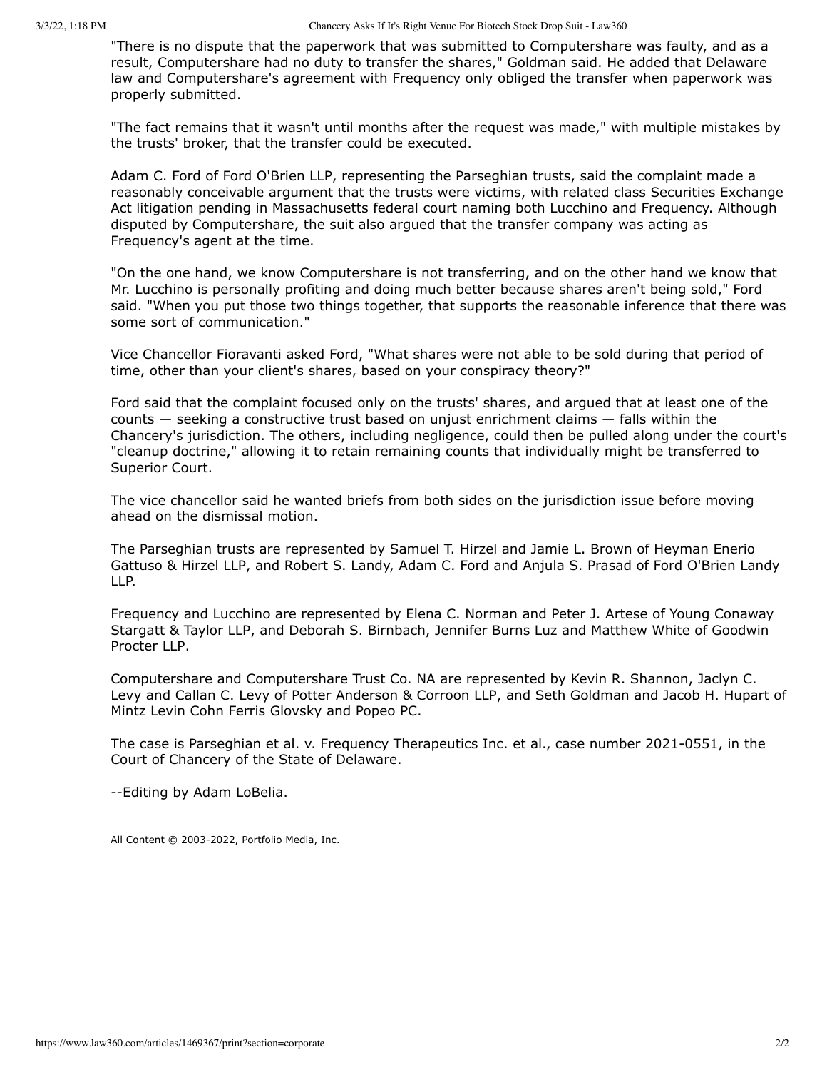"There is no dispute that the paperwork that was submitted to Computershare was faulty, and as a result, Computershare had no duty to transfer the shares," Goldman said. He added that Delaware law and Computershare's agreement with Frequency only obliged the transfer when paperwork was properly submitted.

"The fact remains that it wasn't until months after the request was made," with multiple mistakes by the trusts' broker, that the transfer could be executed.

Adam C. Ford of Ford O'Brien LLP, representing the Parseghian trusts, said the complaint made a reasonably conceivable argument that the trusts were victims, with related class Securities Exchange Act litigation pending in Massachusetts federal court naming both Lucchino and Frequency. Although disputed by Computershare, the suit also argued that the transfer company was acting as Frequency's agent at the time.

"On the one hand, we know Computershare is not transferring, and on the other hand we know that Mr. Lucchino is personally profiting and doing much better because shares aren't being sold," Ford said. "When you put those two things together, that supports the reasonable inference that there was some sort of communication."

Vice Chancellor Fioravanti asked Ford, "What shares were not able to be sold during that period of time, other than your client's shares, based on your conspiracy theory?"

Ford said that the complaint focused only on the trusts' shares, and argued that at least one of the counts — seeking a constructive trust based on unjust enrichment claims — falls within the Chancery's jurisdiction. The others, including negligence, could then be pulled along under the court's "cleanup doctrine," allowing it to retain remaining counts that individually might be transferred to Superior Court.

The vice chancellor said he wanted briefs from both sides on the jurisdiction issue before moving ahead on the dismissal motion.

The Parseghian trusts are represented by Samuel T. Hirzel and Jamie L. Brown of Heyman Enerio Gattuso & Hirzel LLP, and Robert S. Landy, Adam C. Ford and Anjula S. Prasad of Ford O'Brien Landy LLP.

Frequency and Lucchino are represented by Elena C. Norman and Peter J. Artese of Young Conaway Stargatt & Taylor LLP, and Deborah S. Birnbach, Jennifer Burns Luz and Matthew White of Goodwin Procter LLP.

Computershare and Computershare Trust Co. NA are represented by Kevin R. Shannon, Jaclyn C. Levy and Callan C. Levy of Potter Anderson & Corroon LLP, and Seth Goldman and Jacob H. Hupart of Mintz Levin Cohn Ferris Glovsky and Popeo PC.

The case is Parseghian et al. v. Frequency Therapeutics Inc. et al., case number 2021-0551, in the Court of Chancery of the State of Delaware.

--Editing by Adam LoBelia.

All Content © 2003-2022, Portfolio Media, Inc.